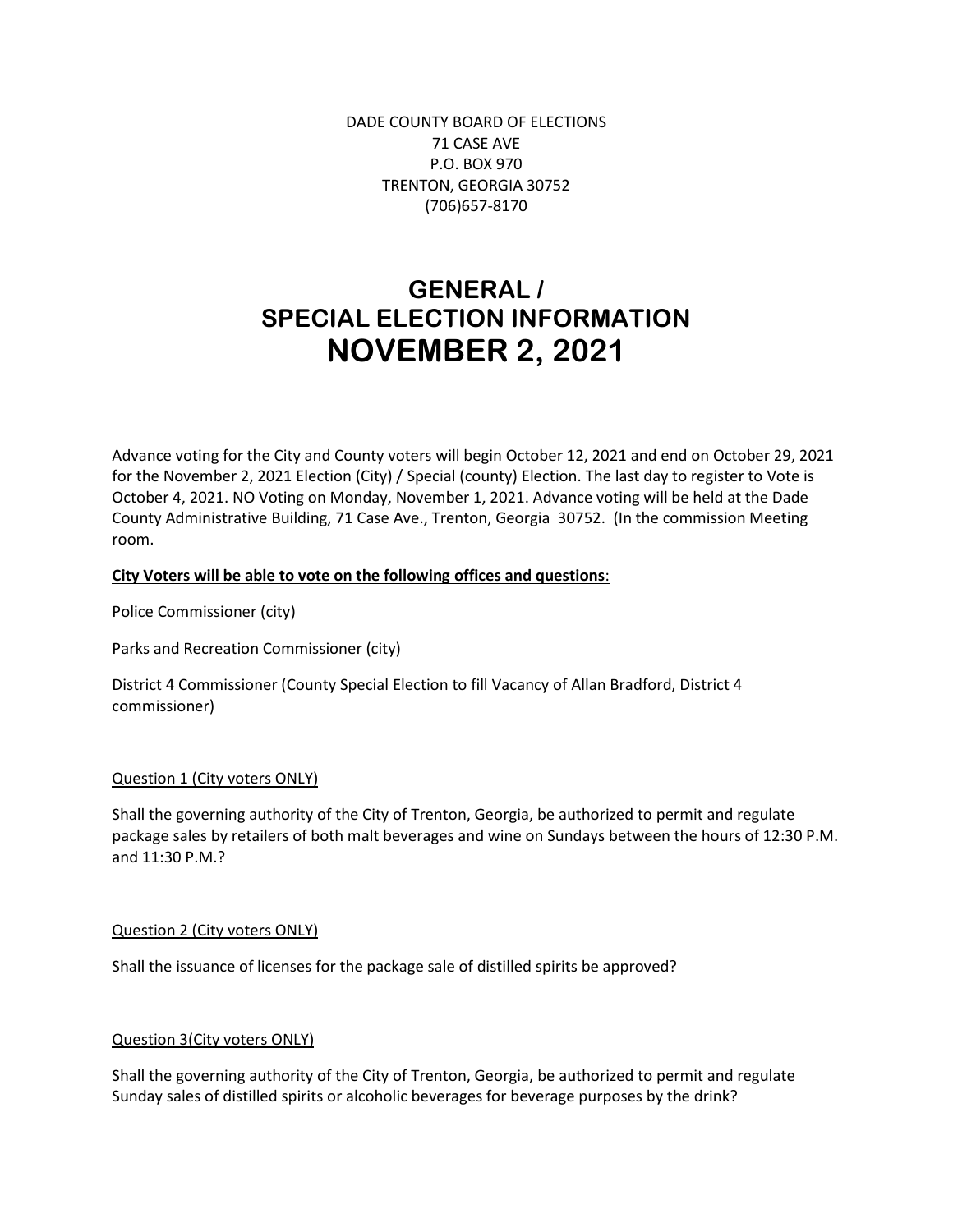DADE COUNTY BOARD OF ELECTIONS
71 CASE AVE
P.O. BOX 970
TRENTON, GEORGIA 30752
(706)657-8170

# GENERAL / SPECIAL ELECTION INFORMATION NOVEMBER 2, 2021

Advance voting for the City and County voters will begin October 12, 2021 and end on October 29, 2021 for the November 2, 2021 Election (City) / Special (county) Election. The last day to register to Vote is October 4, 2021. NO Voting on Monday, November 1, 2021. Advance voting will be held at the Dade County Administrative Building, 71 Case Ave., Trenton, Georgia 30752. (In the commission Meeting room.

**City Voters will be able to vote on the following offices and questions**:

Police Commissioner (city)

Parks and Recreation Commissioner (city)

District 4 Commissioner (County Special Election to fill Vacancy of Allan Bradford, District 4 commissioner)

Question 1 (City voters ONLY)

Shall the governing authority of the City of Trenton, Georgia, be authorized to permit and regulate package sales by retailers of both malt beverages and wine on Sundays between the hours of 12:30 P.M. and 11:30 P.M.?

Question 2 (City voters ONLY)

Shall the issuance of licenses for the package sale of distilled spirits be approved?

Question 3(City voters ONLY)

Shall the governing authority of the City of Trenton, Georgia, be authorized to permit and regulate Sunday sales of distilled spirits or alcoholic beverages for beverage purposes by the drink?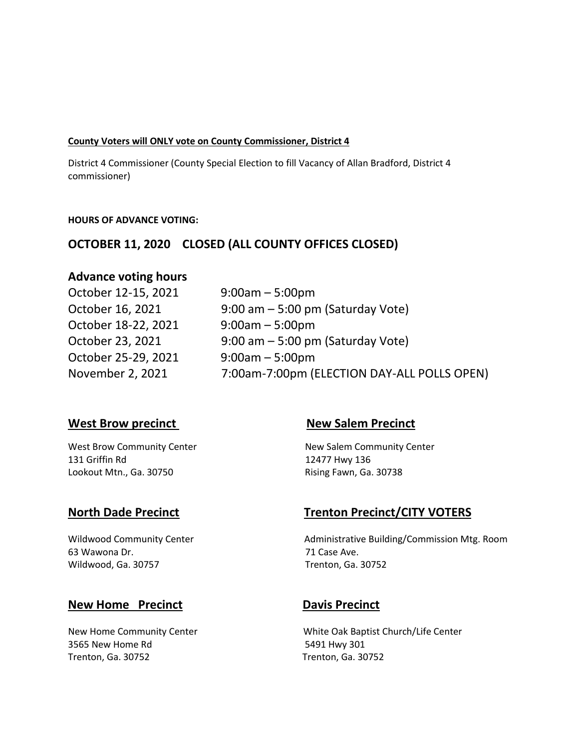**County Voters will ONLY vote on County Commissioner, District 4**

District 4 Commissioner (County Special Election to fill Vacancy of Allan Bradford, District 4 commissioner)

**HOURS OF ADVANCE VOTING:**

## OCTOBER 11, 2020 CLOSED (ALL COUNTY OFFICES CLOSED)

### Advance voting hours

| | |
|---|---|
| October 12-15, 2021 | 9:00am – 5:00pm |
| October 16, 2021 | 9:00 am – 5:00 pm (Saturday Vote) |
| October 18-22, 2021 | 9:00am – 5:00pm |
| October 23, 2021 | 9:00 am – 5:00 pm (Saturday Vote) |
| October 25-29, 2021 | 9:00am – 5:00pm |
| November 2, 2021 | 7:00am-7:00pm (ELECTION DAY-ALL POLLS OPEN) |

### West Brow precinct

West Brow Community Center
131 Griffin Rd
Lookout Mtn., Ga. 30750

### New Salem Precinct

New Salem Community Center
12477 Hwy 136
Rising Fawn, Ga. 30738

### North Dade Precinct

Wildwood Community Center
63 Wawona Dr.
Wildwood, Ga. 30757

### Trenton Precinct/CITY VOTERS

Administrative Building/Commission Mtg. Room
71 Case Ave.
Trenton, Ga. 30752

### New Home Precinct

New Home Community Center
3565 New Home Rd
Trenton, Ga. 30752

### Davis Precinct

White Oak Baptist Church/Life Center
5491 Hwy 301
Trenton, Ga. 30752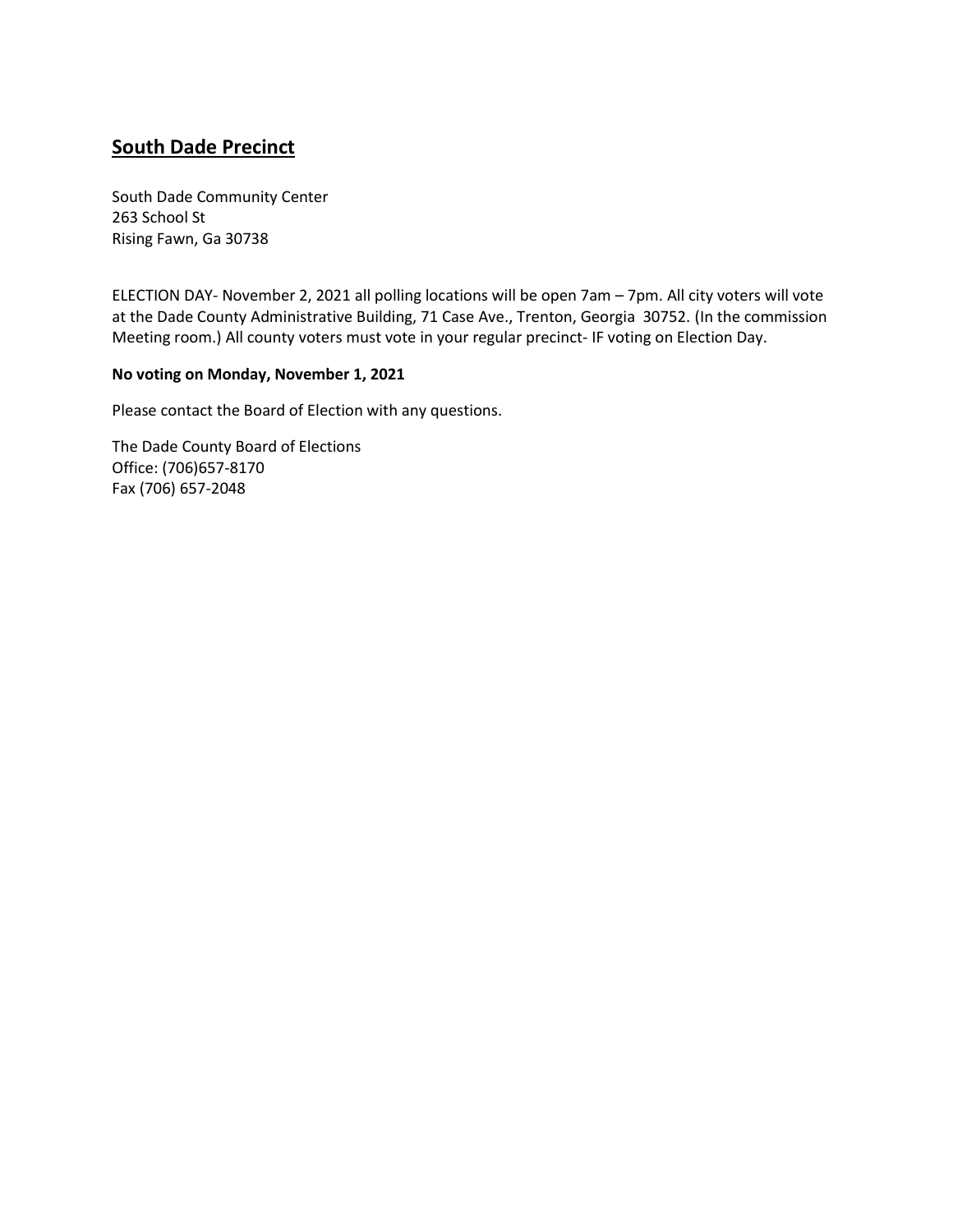## South Dade Precinct

South Dade Community Center
263 School St
Rising Fawn, Ga 30738

ELECTION DAY- November 2, 2021 all polling locations will be open 7am – 7pm. All city voters will vote at the Dade County Administrative Building, 71 Case Ave., Trenton, Georgia 30752. (In the commission Meeting room.) All county voters must vote in your regular precinct- IF voting on Election Day.

**No voting on Monday, November 1, 2021**

Please contact the Board of Election with any questions.

The Dade County Board of Elections
Office: (706)657-8170
Fax (706) 657-2048